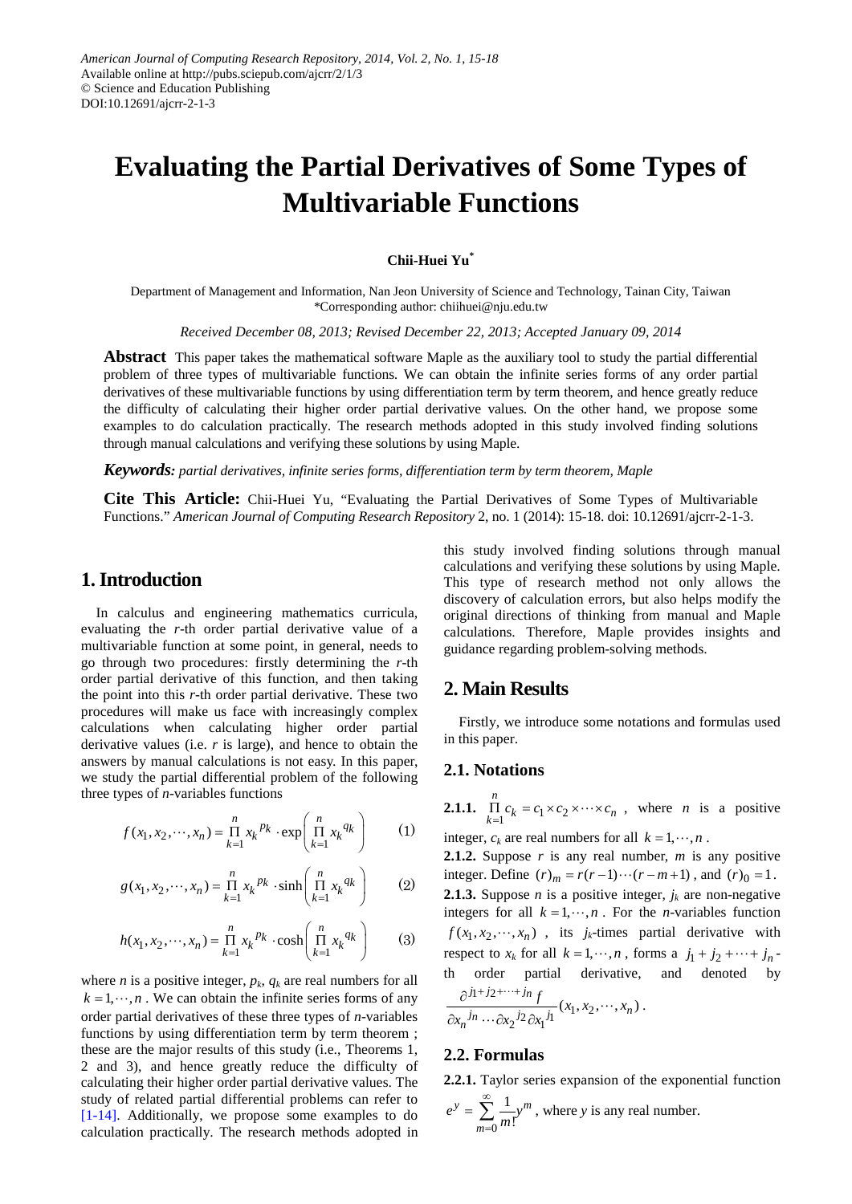American Journal of Computing Research Repository, 2014, Vol. 2, No. 1, 15-18
Available online at http://pubs.sciepub.com/ajcrr/2/1/3
© Science and Education Publishing
DOI:10.12691/ajcrr-2-1-3

# Evaluating the Partial Derivatives of Some Types of Multivariable Functions

**Chii-Huei Yu***

Department of Management and Information, Nan Jeon University of Science and Technology, Tainan City, Taiwan
*Corresponding author: chiihuei@nju.edu.tw

*Received December 08, 2013; Revised December 22, 2013; Accepted January 09, 2014*

**Abstract** This paper takes the mathematical software Maple as the auxiliary tool to study the partial differential problem of three types of multivariable functions. We can obtain the infinite series forms of any order partial derivatives of these multivariable functions by using differentiation term by term theorem, and hence greatly reduce the difficulty of calculating their higher order partial derivative values. On the other hand, we propose some examples to do calculation practically. The research methods adopted in this study involved finding solutions through manual calculations and verifying these solutions by using Maple.

***Keywords:*** *partial derivatives, infinite series forms, differentiation term by term theorem, Maple*

**Cite This Article:** Chii-Huei Yu, "Evaluating the Partial Derivatives of Some Types of Multivariable Functions." *American Journal of Computing Research Repository* 2, no. 1 (2014): 15-18. doi: 10.12691/ajcrr-2-1-3.

## 1. Introduction

In calculus and engineering mathematics curricula, evaluating the *r*-th order partial derivative value of a multivariable function at some point, in general, needs to go through two procedures: firstly determining the *r*-th order partial derivative of this function, and then taking the point into this *r*-th order partial derivative. These two procedures will make us face with increasingly complex calculations when calculating higher order partial derivative values (i.e. *r* is large), and hence to obtain the answers by manual calculations is not easy. In this paper, we study the partial differential problem of the following three types of *n*-variables functions

$$f(x_1, x_2, \cdots, x_n) = \prod_{k=1}^{n} x_k^{p_k} \cdot \exp\left(\prod_{k=1}^{n} x_k^{q_k}\right) \qquad (1)$$

$$g(x_1, x_2, \cdots, x_n) = \prod_{k=1}^{n} x_k^{p_k} \cdot \sinh\left(\prod_{k=1}^{n} x_k^{q_k}\right) \qquad (2)$$

$$h(x_1, x_2, \cdots, x_n) = \prod_{k=1}^{n} x_k^{p_k} \cdot \cosh\left(\prod_{k=1}^{n} x_k^{q_k}\right) \qquad (3)$$

where $n$ is a positive integer, $p_k$, $q_k$ are real numbers for all $k = 1, \cdots, n$. We can obtain the infinite series forms of any order partial derivatives of these three types of *n*-variables functions by using differentiation term by term theorem ; these are the major results of this study (i.e., Theorems 1, 2 and 3), and hence greatly reduce the difficulty of calculating their higher order partial derivative values. The study of related partial differential problems can refer to [1-14]. Additionally, we propose some examples to do calculation practically. The research methods adopted in this study involved finding solutions through manual calculations and verifying these solutions by using Maple. This type of research method not only allows the discovery of calculation errors, but also helps modify the original directions of thinking from manual and Maple calculations. Therefore, Maple provides insights and guidance regarding problem-solving methods.

## 2. Main Results

Firstly, we introduce some notations and formulas used in this paper.

### 2.1. Notations

**2.1.1.** $\prod_{k=1}^{n} c_k = c_1 \times c_2 \times \cdots \times c_n$, where $n$ is a positive integer, $c_k$ are real numbers for all $k = 1, \cdots, n$.

**2.1.2.** Suppose $r$ is any real number, $m$ is any positive integer. Define $(r)_m = r(r-1)\cdots(r-m+1)$, and $(r)_0 = 1$.

**2.1.3.** Suppose $n$ is a positive integer, $j_k$ are non-negative integers for all $k = 1, \cdots, n$. For the *n*-variables function $f(x_1, x_2, \cdots, x_n)$, its $j_k$-times partial derivative with respect to $x_k$ for all $k = 1, \cdots, n$, forms a $j_1 + j_2 + \cdots + j_n$-th order partial derivative, and denoted by $\dfrac{\partial^{j_1+j_2+\cdots+j_n} f}{\partial x_n^{j_n} \cdots \partial x_2^{j_2} \partial x_1^{j_1}}(x_1, x_2, \cdots, x_n)$.

### 2.2. Formulas

**2.2.1.** Taylor series expansion of the exponential function $e^y = \sum_{m=0}^{\infty} \frac{1}{m!} y^m$, where $y$ is any real number.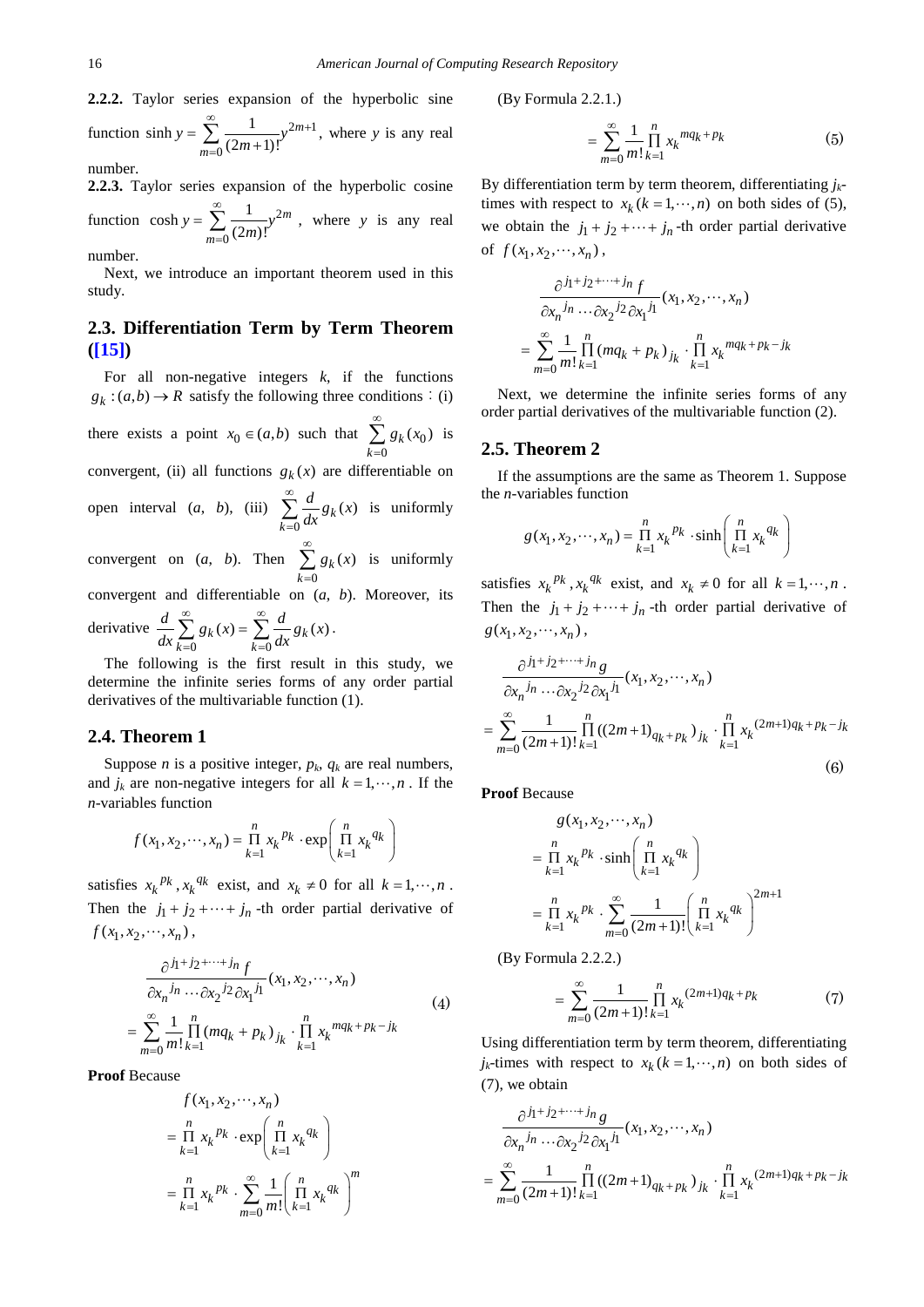**2.2.2.** Taylor series expansion of the hyperbolic sine function $\sinh y = \sum_{m=0}^{\infty} \frac{1}{(2m+1)!} y^{2m+1}$, where $y$ is any real number.

**2.2.3.** Taylor series expansion of the hyperbolic cosine function $\cosh y = \sum_{m=0}^{\infty} \frac{1}{(2m)!} y^{2m}$, where $y$ is any real number.

Next, we introduce an important theorem used in this study.

## 2.3. Differentiation Term by Term Theorem ([15])

For all non-negative integers $k$, if the functions $g_k : (a,b) \to R$ satisfy the following three conditions：(i) there exists a point $x_0 \in (a,b)$ such that $\sum_{k=0}^{\infty} g_k(x_0)$ is convergent, (ii) all functions $g_k(x)$ are differentiable on open interval $(a, b)$, (iii) $\sum_{k=0}^{\infty} \frac{d}{dx} g_k(x)$ is uniformly convergent on $(a, b)$. Then $\sum_{k=0}^{\infty} g_k(x)$ is uniformly convergent and differentiable on $(a, b)$. Moreover, its derivative $\frac{d}{dx} \sum_{k=0}^{\infty} g_k(x) = \sum_{k=0}^{\infty} \frac{d}{dx} g_k(x)$.

The following is the first result in this study, we determine the infinite series forms of any order partial derivatives of the multivariable function (1).

## 2.4. Theorem 1

Suppose $n$ is a positive integer, $p_k$, $q_k$ are real numbers, and $j_k$ are non-negative integers for all $k = 1, \cdots, n$. If the $n$-variables function

$$f(x_1, x_2, \cdots, x_n) = \prod_{k=1}^{n} x_k^{p_k} \cdot \exp\left( \prod_{k=1}^{n} x_k^{q_k} \right)$$

satisfies $x_k^{p_k}, x_k^{q_k}$ exist, and $x_k \neq 0$ for all $k = 1, \cdots, n$. Then the $j_1 + j_2 + \cdots + j_n$-th order partial derivative of $f(x_1, x_2, \cdots, x_n)$,

$$\begin{aligned} &\frac{\partial^{j_1+j_2+\cdots+j_n} f}{\partial x_n^{j_n} \cdots \partial x_2^{j_2} \partial x_1^{j_1}}(x_1, x_2, \cdots, x_n) \\ &= \sum_{m=0}^{\infty} \frac{1}{m!} \prod_{k=1}^{n} (mq_k + p_k)_{j_k} \cdot \prod_{k=1}^{n} x_k^{mq_k + p_k - j_k} \end{aligned} \tag{4}$$

**Proof** Because

$$\begin{aligned} &f(x_1, x_2, \cdots, x_n) \\ &= \prod_{k=1}^{n} x_k^{p_k} \cdot \exp\left( \prod_{k=1}^{n} x_k^{q_k} \right) \\ &= \prod_{k=1}^{n} x_k^{p_k} \cdot \sum_{m=0}^{\infty} \frac{1}{m!} \left( \prod_{k=1}^{n} x_k^{q_k} \right)^m \end{aligned}$$

(By Formula 2.2.1.)

$$= \sum_{m=0}^{\infty} \frac{1}{m!} \prod_{k=1}^{n} x_k^{mq_k + p_k} \tag{5}$$

By differentiation term by term theorem, differentiating $j_k$-times with respect to $x_k (k = 1, \cdots, n)$ on both sides of (5), we obtain the $j_1 + j_2 + \cdots + j_n$-th order partial derivative of $f(x_1, x_2, \cdots, x_n)$,

$$\begin{aligned} &\frac{\partial^{j_1+j_2+\cdots+j_n} f}{\partial x_n^{j_n} \cdots \partial x_2^{j_2} \partial x_1^{j_1}}(x_1, x_2, \cdots, x_n) \\ &= \sum_{m=0}^{\infty} \frac{1}{m!} \prod_{k=1}^{n} (mq_k + p_k)_{j_k} \cdot \prod_{k=1}^{n} x_k^{mq_k + p_k - j_k} \end{aligned}$$

Next, we determine the infinite series forms of any order partial derivatives of the multivariable function (2).

## 2.5. Theorem 2

If the assumptions are the same as Theorem 1. Suppose the $n$-variables function

$$g(x_1, x_2, \cdots, x_n) = \prod_{k=1}^{n} x_k^{p_k} \cdot \sinh\left( \prod_{k=1}^{n} x_k^{q_k} \right)$$

satisfies $x_k^{p_k}, x_k^{q_k}$ exist, and $x_k \neq 0$ for all $k = 1, \cdots, n$. Then the $j_1 + j_2 + \cdots + j_n$-th order partial derivative of $g(x_1, x_2, \cdots, x_n)$,

$$\begin{aligned} &\frac{\partial^{j_1+j_2+\cdots+j_n} g}{\partial x_n^{j_n} \cdots \partial x_2^{j_2} \partial x_1^{j_1}}(x_1, x_2, \cdots, x_n) \\ &= \sum_{m=0}^{\infty} \frac{1}{(2m+1)!} \prod_{k=1}^{n} ((2m+1)_{q_k + p_k})_{j_k} \cdot \prod_{k=1}^{n} x_k^{(2m+1)q_k + p_k - j_k} \end{aligned} \tag{6}$$

**Proof** Because

$$\begin{aligned} &g(x_1, x_2, \cdots, x_n) \\ &= \prod_{k=1}^{n} x_k^{p_k} \cdot \sinh\left( \prod_{k=1}^{n} x_k^{q_k} \right) \\ &= \prod_{k=1}^{n} x_k^{p_k} \cdot \sum_{m=0}^{\infty} \frac{1}{(2m+1)!} \left( \prod_{k=1}^{n} x_k^{q_k} \right)^{2m+1} \end{aligned}$$

(By Formula 2.2.2.)

$$= \sum_{m=0}^{\infty} \frac{1}{(2m+1)!} \prod_{k=1}^{n} x_k^{(2m+1)q_k + p_k} \tag{7}$$

Using differentiation term by term theorem, differentiating $j_k$-times with respect to $x_k (k = 1, \cdots, n)$ on both sides of (7), we obtain

$$\begin{aligned} &\frac{\partial^{j_1+j_2+\cdots+j_n} g}{\partial x_n^{j_n} \cdots \partial x_2^{j_2} \partial x_1^{j_1}}(x_1, x_2, \cdots, x_n) \\ &= \sum_{m=0}^{\infty} \frac{1}{(2m+1)!} \prod_{k=1}^{n} ((2m+1)_{q_k + p_k})_{j_k} \cdot \prod_{k=1}^{n} x_k^{(2m+1)q_k + p_k - j_k} \end{aligned}$$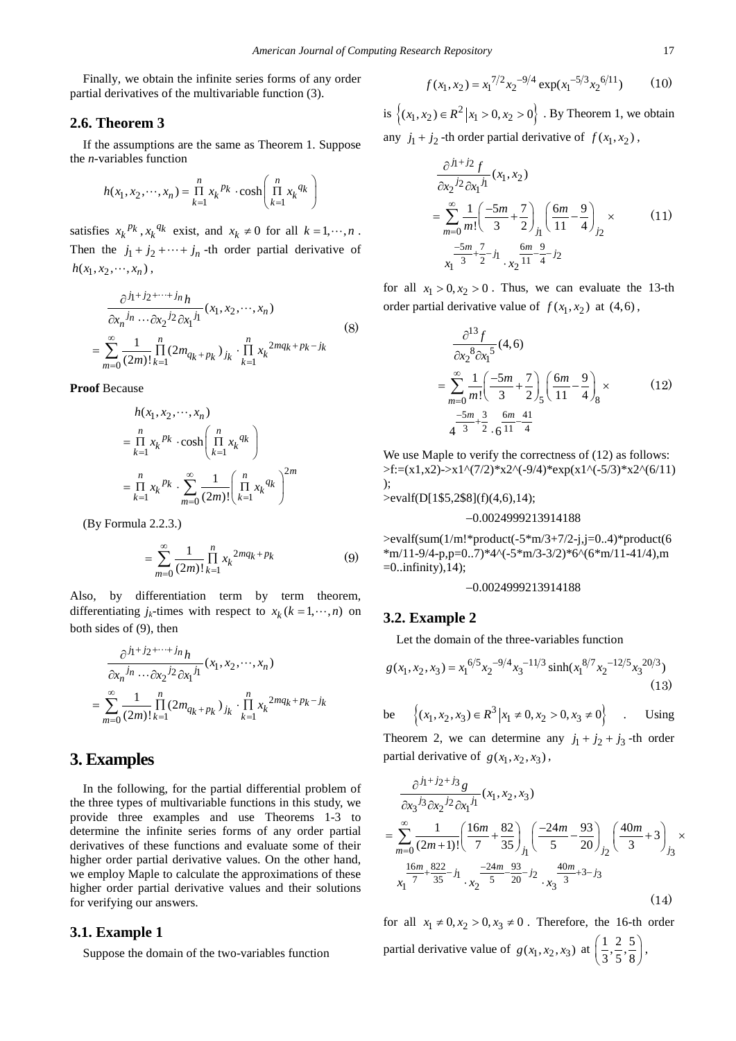Finally, we obtain the infinite series forms of any order partial derivatives of the multivariable function (3).

## 2.6. Theorem 3

If the assumptions are the same as Theorem 1. Suppose the *n*-variables function

$$h(x_1, x_2, \cdots, x_n) = \prod_{k=1}^{n} x_k^{\ p_k} \cdot \cosh\left(\prod_{k=1}^{n} x_k^{\ q_k}\right)$$

satisfies $x_k^{\ p_k}, x_k^{\ q_k}$ exist, and $x_k \neq 0$ for all $k = 1, \cdots, n$. Then the $j_1 + j_2 + \cdots + j_n$ -th order partial derivative of $h(x_1, x_2, \cdots, x_n)$,

$$\frac{\partial^{j_1+j_2+\cdots+j_n} h}{\partial x_n^{\ j_n} \cdots \partial x_2^{\ j_2} \partial x_1^{\ j_1}}(x_1, x_2, \cdots, x_n) = \sum_{m=0}^{\infty} \frac{1}{(2m)!} \prod_{k=1}^{n} (2m_{q_k+p_k})_{j_k} \cdot \prod_{k=1}^{n} x_k^{\ 2mq_k+p_k-j_k} \tag{8}$$

**Proof** Because

$$\begin{aligned} & h(x_1, x_2, \cdots, x_n) \\ &= \prod_{k=1}^{n} x_k^{\ p_k} \cdot \cosh\left(\prod_{k=1}^{n} x_k^{\ q_k}\right) \\ &= \prod_{k=1}^{n} x_k^{\ p_k} \cdot \sum_{m=0}^{\infty} \frac{1}{(2m)!}\left(\prod_{k=1}^{n} x_k^{\ q_k}\right)^{2m} \end{aligned}$$

(By Formula 2.2.3.)

$$= \sum_{m=0}^{\infty} \frac{1}{(2m)!} \prod_{k=1}^{n} x_k^{\ 2mq_k+p_k} \tag{9}$$

Also, by differentiation term by term theorem, differentiating $j_k$-times with respect to $x_k (k = 1, \cdots, n)$ on both sides of (9), then

$$\frac{\partial^{j_1+j_2+\cdots+j_n} h}{\partial x_n^{\ j_n} \cdots \partial x_2^{\ j_2} \partial x_1^{\ j_1}}(x_1, x_2, \cdots, x_n) = \sum_{m=0}^{\infty} \frac{1}{(2m)!} \prod_{k=1}^{n} (2m_{q_k+p_k})_{j_k} \cdot \prod_{k=1}^{n} x_k^{\ 2mq_k+p_k-j_k}$$

# 3. Examples

In the following, for the partial differential problem of the three types of multivariable functions in this study, we provide three examples and use Theorems 1-3 to determine the infinite series forms of any order partial derivatives of these functions and evaluate some of their higher order partial derivative values. On the other hand, we employ Maple to calculate the approximations of these higher order partial derivative values and their solutions for verifying our answers.

## 3.1. Example 1

Suppose the domain of the two-variables function

$$f(x_1, x_2) = x_1^{\ 7/2} x_2^{\ -9/4} \exp(x_1^{\ -5/3} x_2^{\ 6/11}) \tag{10}$$

is $\left\{(x_1, x_2) \in R^2 \,\middle|\, x_1 > 0, x_2 > 0\right\}$. By Theorem 1, we obtain any $j_1 + j_2$ -th order partial derivative of $f(x_1, x_2)$,

$$\frac{\partial^{j_1+j_2} f}{\partial x_2^{\ j_2} \partial x_1^{\ j_1}}(x_1, x_2) = \sum_{m=0}^{\infty} \frac{1}{m!}\left(\frac{-5m}{3} + \frac{7}{2}\right)_{j_1}\left(\frac{6m}{11} - \frac{9}{4}\right)_{j_2} \times x_1^{\frac{-5m}{3}+\frac{7}{2}-j_1} \cdot x_2^{\frac{6m}{11}-\frac{9}{4}-j_2} \tag{11}$$

for all $x_1 > 0, x_2 > 0$. Thus, we can evaluate the 13-th order partial derivative value of $f(x_1, x_2)$ at $(4,6)$,

$$\frac{\partial^{13} f}{\partial x_2^{\ 8} \partial x_1^{\ 5}}(4,6) = \sum_{m=0}^{\infty} \frac{1}{m!}\left(\frac{-5m}{3} + \frac{7}{2}\right)_5\left(\frac{6m}{11} - \frac{9}{4}\right)_8 \times 4^{\frac{-5m}{3}+\frac{3}{2}} \cdot 6^{\frac{6m}{11}-\frac{41}{4}} \tag{12}$$

We use Maple to verify the correctness of (12) as follows:

```
>f:=(x1,x2)->x1^(7/2)*x2^(-9/4)*exp(x1^(-5/3)*x2^(6/11));
>evalf(D[1$5,2$8](f)(4,6),14);
```

$$-0.0024999213914188$$

```
>evalf(sum(1/m!*product(-5*m/3+7/2-j,j=0..4)*product(6*m/11-9/4-p,p=0..7)*4^(-5*m/3-3/2)*6^(6*m/11-41/4),m=0..infinity),14);
```

$$-0.0024999213914188$$

## 3.2. Example 2

Let the domain of the three-variables function

$$g(x_1, x_2, x_3) = x_1^{\ 6/5} x_2^{\ -9/4} x_3^{\ -11/3} \sinh(x_1^{\ 8/7} x_2^{\ -12/5} x_3^{\ 20/3}) \tag{13}$$

be $\left\{(x_1, x_2, x_3) \in R^3 \,\middle|\, x_1 \neq 0, x_2 > 0, x_3 \neq 0\right\}$. Using Theorem 2, we can determine any $j_1 + j_2 + j_3$ -th order partial derivative of $g(x_1, x_2, x_3)$,

$$\begin{aligned} & \frac{\partial^{j_1+j_2+j_3} g}{\partial x_3^{\ j_3} \partial x_2^{\ j_2} \partial x_1^{\ j_1}}(x_1, x_2, x_3) \\ &= \sum_{m=0}^{\infty} \frac{1}{(2m+1)!}\left(\frac{16m}{7} + \frac{82}{35}\right)_{j_1}\left(\frac{-24m}{5} - \frac{93}{20}\right)_{j_2}\left(\frac{40m}{3} + 3\right)_{j_3} \times \\ & \quad x_1^{\frac{16m}{7}+\frac{822}{35}-j_1} \cdot x_2^{\frac{-24m}{5}-\frac{93}{20}-j_2} \cdot x_3^{\frac{40m}{3}+3-j_3} \end{aligned} \tag{14}$$

for all $x_1 \neq 0, x_2 > 0, x_3 \neq 0$. Therefore, the 16-th order partial derivative value of $g(x_1, x_2, x_3)$ at $\left(\frac{1}{3}, \frac{2}{5}, \frac{5}{8}\right)$,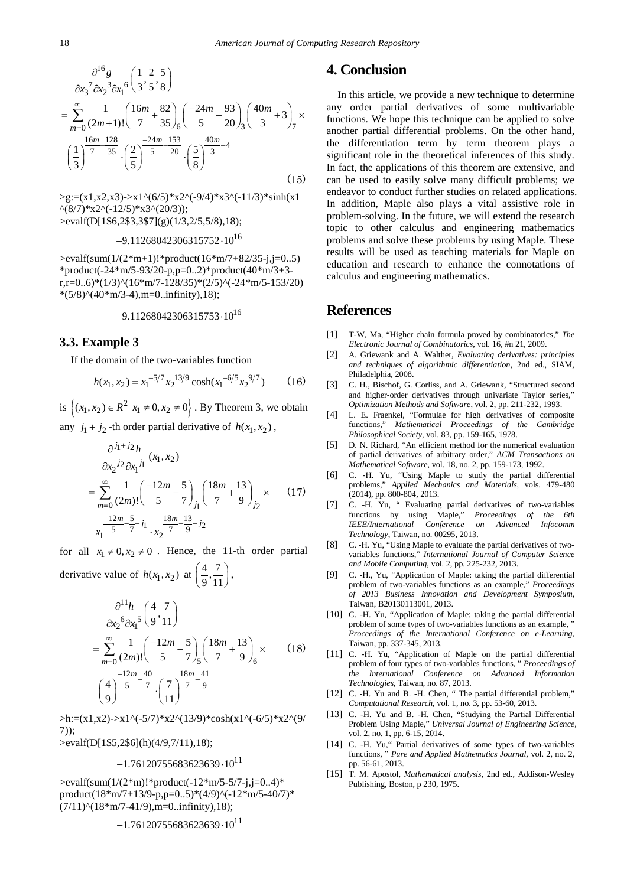$$\frac{\partial^{16} g}{\partial x_3{}^7 \partial x_2{}^3 \partial x_1{}^6}\left(\frac{1}{3},\frac{2}{5},\frac{5}{8}\right)$$

$$= \sum_{m=0}^{\infty} \frac{1}{(2m+1)!}\left(\frac{16m}{7}+\frac{82}{35}\right)_6 \left(\frac{-24m}{5}-\frac{93}{20}\right)_3 \left(\frac{40m}{3}+3\right)_7 \times \left(\frac{1}{3}\right)^{\frac{16m}{7}-\frac{128}{35}} \cdot \left(\frac{2}{5}\right)^{\frac{-24m}{5}-\frac{153}{20}} \cdot \left(\frac{5}{8}\right)^{\frac{40m}{3}-4} \tag{15}$$

```
>g:=(x1,x2,x3)->x1^(6/5)*x2^(-9/4)*x3^(-11/3)*sinh(x1^(8/7)*x2^(-12/5)*x3^(20/3));
>evalf(D[1$6,2$3,3$7](g)(1/3,2/5,5/8),18);
```

$$-9.11268042306315752 \cdot 10^{16}$$

```
>evalf(sum(1/(2*m+1)!*product(16*m/7+82/35-j,j=0..5)*product(-24*m/5-93/20-p,p=0..2)*product(40*m/3+3-r,r=0..6)*(1/3)^(16*m/7-128/35)*(2/5)^(-24*m/5-153/20)*(5/8)^(40*m/3-4),m=0..infinity),18);
```

$$-9.11268042306315753 \cdot 10^{16}$$

### 3.3. Example 3

If the domain of the two-variables function

$$h(x_1,x_2) = x_1^{-5/7} x_2^{13/9} \cosh(x_1^{-6/5} x_2^{9/7}) \tag{16}$$

is $\left\{(x_1,x_2) \in R^2 \,\middle|\, x_1 \neq 0, x_2 \neq 0\right\}$. By Theorem 3, we obtain any $j_1 + j_2$ -th order partial derivative of $h(x_1,x_2)$,

$$\frac{\partial^{j_1+j_2} h}{\partial x_2{}^{j_2} \partial x_1{}^{j_1}}(x_1,x_2) = \sum_{m=0}^{\infty} \frac{1}{(2m)!}\left(\frac{-12m}{5}-\frac{5}{7}\right)_{j_1} \left(\frac{18m}{7}+\frac{13}{9}\right)_{j_2} \times x_1^{\frac{-12m}{5}-\frac{5}{7}-j_1} \cdot x_2^{\frac{18m}{7}+\frac{13}{9}-j_2} \tag{17}$$

for all $x_1 \neq 0, x_2 \neq 0$ . Hence, the 11-th order partial derivative value of $h(x_1,x_2)$ at $\left(\frac{4}{9},\frac{7}{11}\right)$,

$$\frac{\partial^{11} h}{\partial x_2{}^6 \partial x_1{}^5}\left(\frac{4}{9},\frac{7}{11}\right) = \sum_{m=0}^{\infty} \frac{1}{(2m)!}\left(\frac{-12m}{5}-\frac{5}{7}\right)_5 \left(\frac{18m}{7}+\frac{13}{9}\right)_6 \times \left(\frac{4}{9}\right)^{\frac{-12m}{5}-\frac{40}{7}} \cdot \left(\frac{7}{11}\right)^{\frac{18m}{7}-\frac{41}{9}} \tag{18}$$

```
>h:=(x1,x2)->x1^(-5/7)*x2^(13/9)*cosh(x1^(-6/5)*x2^(9/7));
>evalf(D[1$5,2$6](h)(4/9,7/11),18);
```

$$-1.76120755683623639 \cdot 10^{11}$$

```
>evalf(sum(1/(2*m)!*product(-12*m/5-5/7-j,j=0..4)*product(18*m/7+13/9-p,p=0..5)*(4/9)^(-12*m/5-40/7)*(7/11)^(18*m/7-41/9),m=0..infinity),18);
```

$$-1.76120755683623639 \cdot 10^{11}$$

## 4. Conclusion

In this article, we provide a new technique to determine any order partial derivatives of some multivariable functions. We hope this technique can be applied to solve another partial differential problems. On the other hand, the differentiation term by term theorem plays a significant role in the theoretical inferences of this study. In fact, the applications of this theorem are extensive, and can be used to easily solve many difficult problems; we endeavor to conduct further studies on related applications. In addition, Maple also plays a vital assistive role in problem-solving. In the future, we will extend the research topic to other calculus and engineering mathematics problems and solve these problems by using Maple. These results will be used as teaching materials for Maple on education and research to enhance the connotations of calculus and engineering mathematics.

## References

[1] T-W, Ma, "Higher chain formula proved by combinatorics," *The Electronic Journal of Combinatorics*, vol. 16, #n 21, 2009.

[2] A. Griewank and A. Walther, *Evaluating derivatives: principles and techniques of algorithmic differentiation*, 2nd ed., SIAM, Philadelphia, 2008.

[3] C. H., Bischof, G. Corliss, and A. Griewank, "Structured second and higher-order derivatives through univariate Taylor series," *Optimization Methods and Software*, vol. 2, pp. 211-232, 1993.

[4] L. E. Fraenkel, "Formulae for high derivatives of composite functions," *Mathematical Proceedings of the Cambridge Philosophical Society*, vol. 83, pp. 159-165, 1978.

[5] D. N. Richard, "An efficient method for the numerical evaluation of partial derivatives of arbitrary order," *ACM Transactions on Mathematical Software*, vol. 18, no. 2, pp. 159-173, 1992.

[6] C. -H. Yu, "Using Maple to study the partial differential problems," *Applied Mechanics and Materials*, vols. 479-480 (2014), pp. 800-804, 2013.

[7] C. -H. Yu, " Evaluating partial derivatives of two-variables functions by using Maple," *Proceedings of the 6th IEEE/International Conference on Advanced Infocomm Technology*, Taiwan, no. 00295, 2013.

[8] C. -H. Yu, "Using Maple to evaluate the partial derivatives of two-variables functions," *International Journal of Computer Science and Mobile Computing*, vol. 2, pp. 225-232, 2013.

[9] C. -H., Yu, "Application of Maple: taking the partial differential problem of two-variables functions as an example," *Proceedings of 2013 Business Innovation and Development Symposium*, Taiwan, B20130113001, 2013.

[10] C. -H. Yu, "Application of Maple: taking the partial differential problem of some types of two-variables functions as an example, " *Proceedings of the International Conference on e-Learning*, Taiwan, pp. 337-345, 2013.

[11] C. -H. Yu, "Application of Maple on the partial differential problem of four types of two-variables functions, " *Proceedings of the International Conference on Advanced Information Technologies*, Taiwan, no. 87, 2013.

[12] C. -H. Yu and B. -H. Chen, " The partial differential problem," *Computational Research*, vol. 1, no. 3, pp. 53-60, 2013.

[13] C. -H. Yu and B. -H. Chen, "Studying the Partial Differential Problem Using Maple," *Universal Journal of Engineering Science*, vol. 2, no. 1, pp. 6-15, 2014.

[14] C. -H. Yu," Partial derivatives of some types of two-variables functions, " *Pure and Applied Mathematics Journal*, vol. 2, no. 2, pp. 56-61, 2013.

[15] T. M. Apostol, *Mathematical analysis*, 2nd ed., Addison-Wesley Publishing, Boston, p 230, 1975.